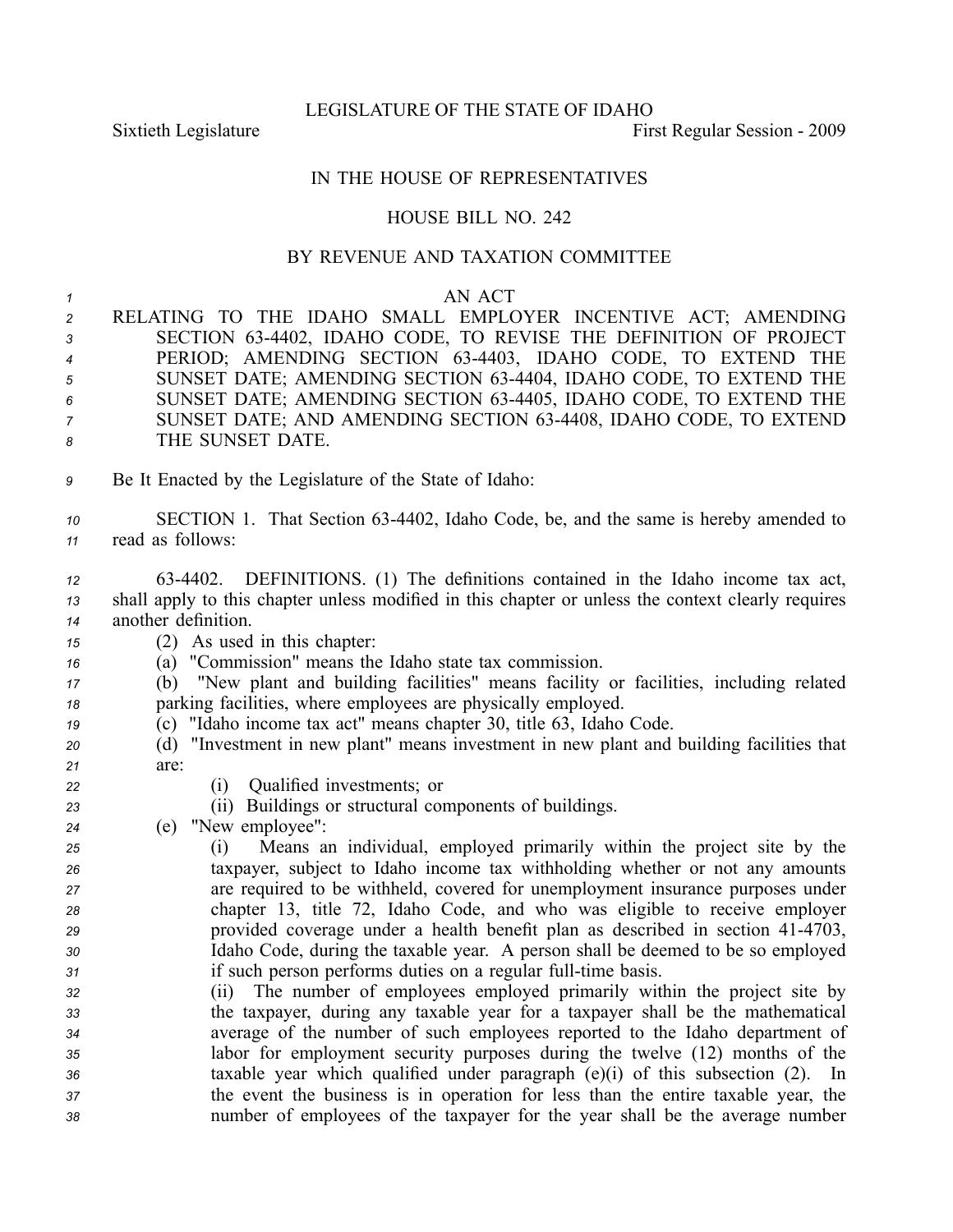LEGISLATURE OF THE STATE OF IDAHO

Sixtieth Legislature First Regular Session - 2009

IN THE HOUSE OF REPRESENTATIVES

HOUSE BILL NO. 242

BY REVENUE AND TAXATION COMMITTEE

AN ACT

RELATING TO THE IDAHO SMALL EMPLOYER INCENTIVE ACT; AMENDING SECTION 63-4402, IDAHO CODE, TO REVISE THE DEFINITION OF PROJECT PERIOD; AMENDING SECTION 63-4403, IDAHO CODE, TO EXTEND THE SUNSET DATE; AMENDING SECTION 63-4404, IDAHO CODE, TO EXTEND THE SUNSET DATE; AMENDING SECTION 63-4405, IDAHO CODE, TO EXTEND THE SUNSET DATE; AND AMENDING SECTION 63-4408, IDAHO CODE, TO EXTEND THE SUNSET DATE.

Be It Enacted by the Legislature of the State of Idaho:

SECTION 1. That Section 63-4402, Idaho Code, be, and the same is hereby amended to read as follows:

63-4402. DEFINITIONS. (1) The definitions contained in the Idaho income tax act, shall apply to this chapter unless modified in this chapter or unless the context clearly requires another definition.

(2) As used in this chapter:

(a) "Commission" means the Idaho state tax commission.

(b) "New plant and building facilities" means facility or facilities, including related parking facilities, where employees are physically employed.

(c) "Idaho income tax act" means chapter 30, title 63, Idaho Code.

(d) "Investment in new plant" means investment in new plant and building facilities that are:

(i) Qualified investments; or

(ii) Buildings or structural components of buildings.

(e) "New employee":

(i) Means an individual, employed primarily within the project site by the taxpayer, subject to Idaho income tax withholding whether or not any amounts are required to be withheld, covered for unemployment insurance purposes under chapter 13, title 72, Idaho Code, and who was eligible to receive employer provided coverage under a health benefit plan as described in section 41-4703, Idaho Code, during the taxable year. A person shall be deemed to be so employed if such person performs duties on a regular full-time basis.

(ii) The number of employees employed primarily within the project site by the taxpayer, during any taxable year for a taxpayer shall be the mathematical average of the number of such employees reported to the Idaho department of labor for employment security purposes during the twelve (12) months of the taxable year which qualified under paragraph (e)(i) of this subsection (2). In the event the business is in operation for less than the entire taxable year, the number of employees of the taxpayer for the year shall be the average number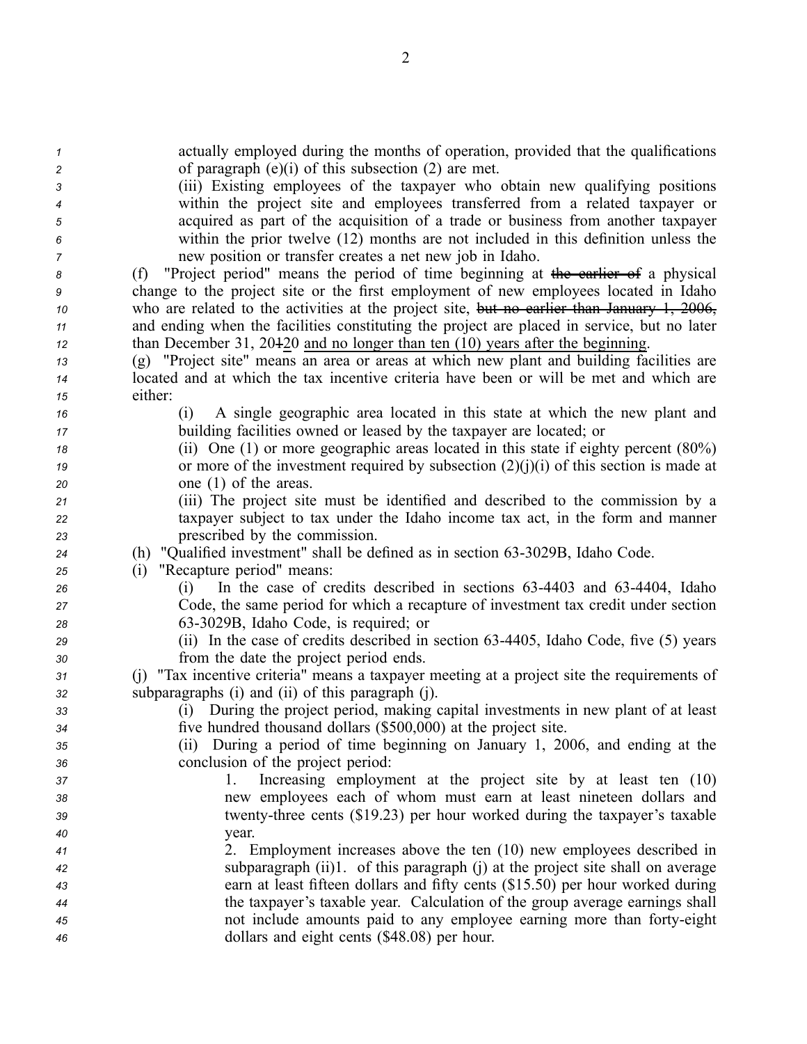actually employed during the months of operation, provided that the qualifications of paragraph (e)(i) of this subsection (2) are met.

(iii) Existing employees of the taxpayer who obtain new qualifying positions within the project site and employees transferred from a related taxpayer or acquired as part of the acquisition of a trade or business from another taxpayer within the prior twelve (12) months are not included in this definition unless the new position or transfer creates a net new job in Idaho.

(f) "Project period" means the period of time beginning at ~~the earlier of~~ a physical change to the project site or the first employment of new employees located in Idaho who are related to the activities at the project site, ~~but no earlier than January 1, 2006,~~ and ending when the facilities constituting the project are placed in service, but no later than December 31, 20~~1~~2<u>0</u> <u>and no longer than ten (10) years after the beginning</u>.

(g) "Project site" means an area or areas at which new plant and building facilities are located and at which the tax incentive criteria have been or will be met and which are either:

(i) A single geographic area located in this state at which the new plant and building facilities owned or leased by the taxpayer are located; or

(ii) One (1) or more geographic areas located in this state if eighty percent (80%) or more of the investment required by subsection (2)(j)(i) of this section is made at one (1) of the areas.

(iii) The project site must be identified and described to the commission by a taxpayer subject to tax under the Idaho income tax act, in the form and manner prescribed by the commission.

(h) "Qualified investment" shall be defined as in section 63-3029B, Idaho Code.

(i) "Recapture period" means:

(i) In the case of credits described in sections 63-4403 and 63-4404, Idaho Code, the same period for which a recapture of investment tax credit under section 63-3029B, Idaho Code, is required; or

(ii) In the case of credits described in section 63-4405, Idaho Code, five (5) years from the date the project period ends.

(j) "Tax incentive criteria" means a taxpayer meeting at a project site the requirements of subparagraphs (i) and (ii) of this paragraph (j).

(i) During the project period, making capital investments in new plant of at least five hundred thousand dollars ($500,000) at the project site.

(ii) During a period of time beginning on January 1, 2006, and ending at the conclusion of the project period:

1. Increasing employment at the project site by at least ten (10) new employees each of whom must earn at least nineteen dollars and twenty-three cents ($19.23) per hour worked during the taxpayer's taxable year.

2. Employment increases above the ten (10) new employees described in subparagraph (ii)1. of this paragraph (j) at the project site shall on average earn at least fifteen dollars and fifty cents ($15.50) per hour worked during the taxpayer's taxable year. Calculation of the group average earnings shall not include amounts paid to any employee earning more than forty-eight dollars and eight cents ($48.08) per hour.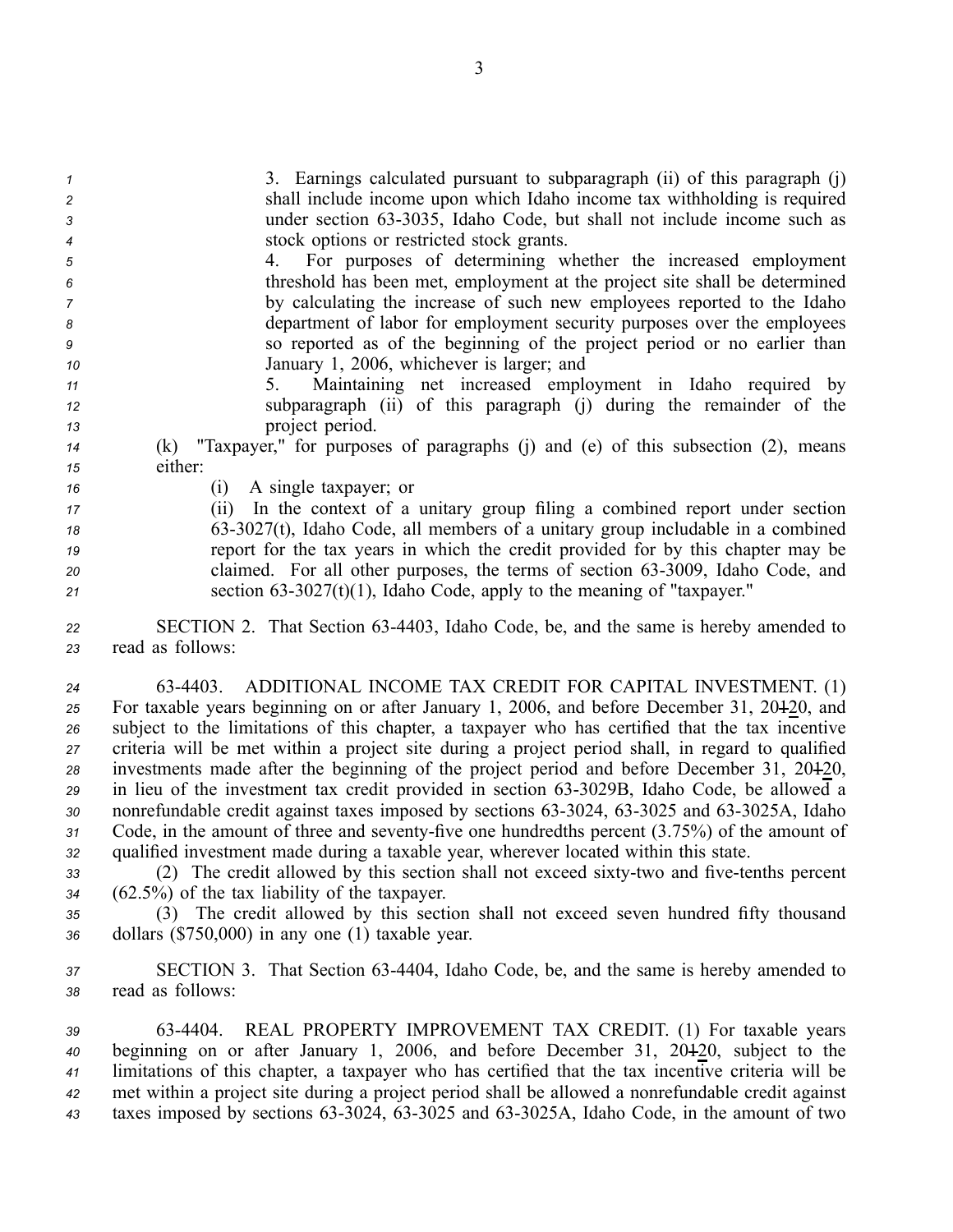3. Earnings calculated pursuant to subparagraph (ii) of this paragraph (j) shall include income upon which Idaho income tax withholding is required under section 63-3035, Idaho Code, but shall not include income such as stock options or restricted stock grants.

4. For purposes of determining whether the increased employment threshold has been met, employment at the project site shall be determined by calculating the increase of such new employees reported to the Idaho department of labor for employment security purposes over the employees so reported as of the beginning of the project period or no earlier than January 1, 2006, whichever is larger; and

5. Maintaining net increased employment in Idaho required by subparagraph (ii) of this paragraph (j) during the remainder of the project period.

(k) "Taxpayer," for purposes of paragraphs (j) and (e) of this subsection (2), means either:

(i) A single taxpayer; or

(ii) In the context of a unitary group filing a combined report under section 63-3027(t), Idaho Code, all members of a unitary group includable in a combined report for the tax years in which the credit provided for by this chapter may be claimed. For all other purposes, the terms of section 63-3009, Idaho Code, and section 63-3027(t)(1), Idaho Code, apply to the meaning of "taxpayer."

SECTION 2. That Section 63-4403, Idaho Code, be, and the same is hereby amended to read as follows:

63-4403. ADDITIONAL INCOME TAX CREDIT FOR CAPITAL INVESTMENT. (1) For taxable years beginning on or after January 1, 2006, and before December 31, 20120, and subject to the limitations of this chapter, a taxpayer who has certified that the tax incentive criteria will be met within a project site during a project period shall, in regard to qualified investments made after the beginning of the project period and before December 31, 20120, in lieu of the investment tax credit provided in section 63-3029B, Idaho Code, be allowed a nonrefundable credit against taxes imposed by sections 63-3024, 63-3025 and 63-3025A, Idaho Code, in the amount of three and seventy-five one hundredths percent (3.75%) of the amount of qualified investment made during a taxable year, wherever located within this state.

(2) The credit allowed by this section shall not exceed sixty-two and five-tenths percent (62.5%) of the tax liability of the taxpayer.

(3) The credit allowed by this section shall not exceed seven hundred fifty thousand dollars ($750,000) in any one (1) taxable year.

SECTION 3. That Section 63-4404, Idaho Code, be, and the same is hereby amended to read as follows:

63-4404. REAL PROPERTY IMPROVEMENT TAX CREDIT. (1) For taxable years beginning on or after January 1, 2006, and before December 31, 20120, subject to the limitations of this chapter, a taxpayer who has certified that the tax incentive criteria will be met within a project site during a project period shall be allowed a nonrefundable credit against taxes imposed by sections 63-3024, 63-3025 and 63-3025A, Idaho Code, in the amount of two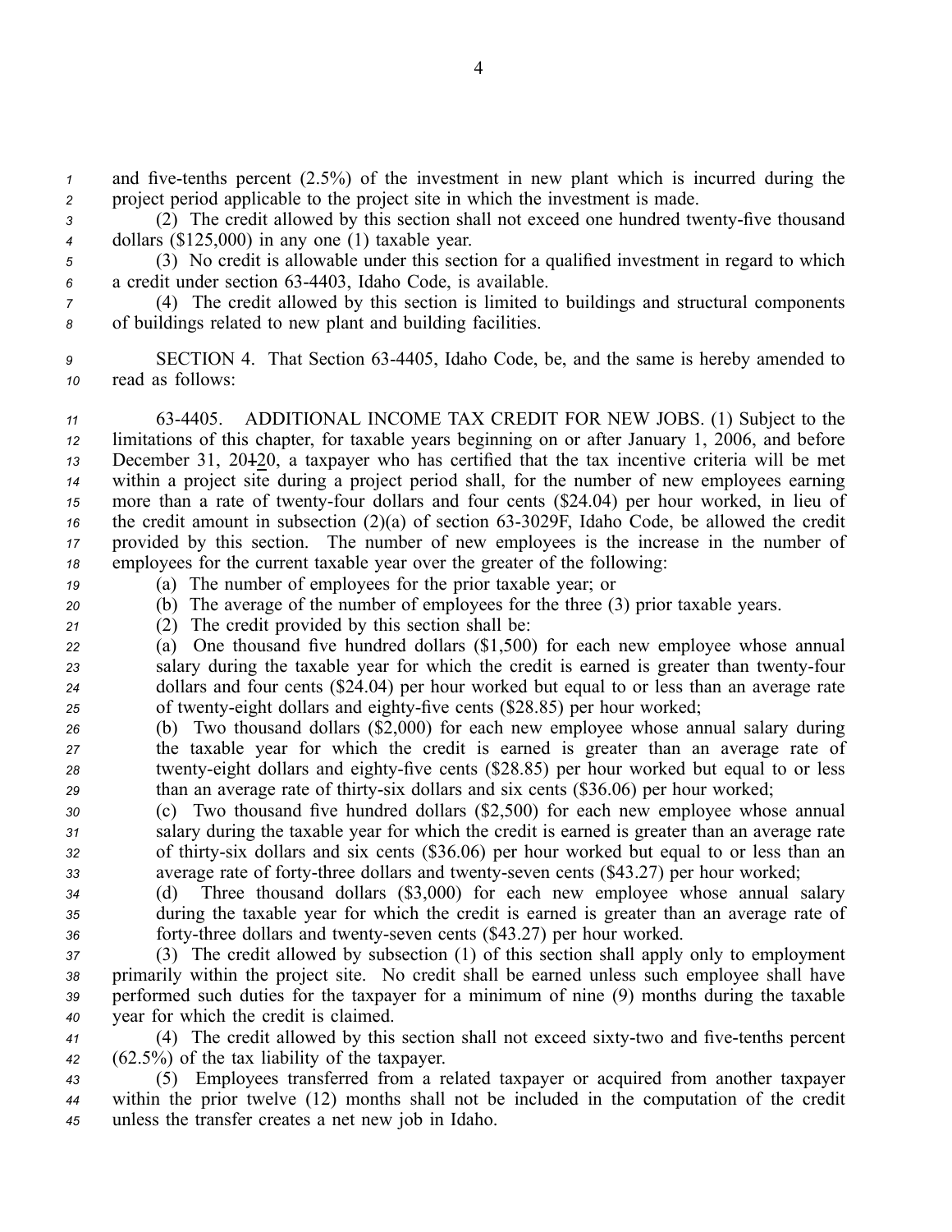and five-tenths percent (2.5%) of the investment in new plant which is incurred during the project period applicable to the project site in which the investment is made.

(2) The credit allowed by this section shall not exceed one hundred twenty-five thousand dollars ($125,000) in any one (1) taxable year.

(3) No credit is allowable under this section for a qualified investment in regard to which a credit under section 63-4403, Idaho Code, is available.

(4) The credit allowed by this section is limited to buildings and structural components of buildings related to new plant and building facilities.

SECTION 4. That Section 63-4405, Idaho Code, be, and the same is hereby amended to read as follows:

63-4405. ADDITIONAL INCOME TAX CREDIT FOR NEW JOBS. (1) Subject to the limitations of this chapter, for taxable years beginning on or after January 1, 2006, and before December 31, 20~~1~~20, a taxpayer who has certified that the tax incentive criteria will be met within a project site during a project period shall, for the number of new employees earning more than a rate of twenty-four dollars and four cents ($24.04) per hour worked, in lieu of the credit amount in subsection (2)(a) of section 63-3029F, Idaho Code, be allowed the credit provided by this section. The number of new employees is the increase in the number of employees for the current taxable year over the greater of the following:

(a) The number of employees for the prior taxable year; or

(b) The average of the number of employees for the three (3) prior taxable years.

(2) The credit provided by this section shall be:

(a) One thousand five hundred dollars ($1,500) for each new employee whose annual salary during the taxable year for which the credit is earned is greater than twenty-four dollars and four cents ($24.04) per hour worked but equal to or less than an average rate of twenty-eight dollars and eighty-five cents ($28.85) per hour worked;

(b) Two thousand dollars ($2,000) for each new employee whose annual salary during the taxable year for which the credit is earned is greater than an average rate of twenty-eight dollars and eighty-five cents ($28.85) per hour worked but equal to or less than an average rate of thirty-six dollars and six cents ($36.06) per hour worked;

(c) Two thousand five hundred dollars ($2,500) for each new employee whose annual salary during the taxable year for which the credit is earned is greater than an average rate of thirty-six dollars and six cents ($36.06) per hour worked but equal to or less than an average rate of forty-three dollars and twenty-seven cents ($43.27) per hour worked;

(d) Three thousand dollars ($3,000) for each new employee whose annual salary during the taxable year for which the credit is earned is greater than an average rate of forty-three dollars and twenty-seven cents ($43.27) per hour worked.

(3) The credit allowed by subsection (1) of this section shall apply only to employment primarily within the project site. No credit shall be earned unless such employee shall have performed such duties for the taxpayer for a minimum of nine (9) months during the taxable year for which the credit is claimed.

(4) The credit allowed by this section shall not exceed sixty-two and five-tenths percent (62.5%) of the tax liability of the taxpayer.

(5) Employees transferred from a related taxpayer or acquired from another taxpayer within the prior twelve (12) months shall not be included in the computation of the credit unless the transfer creates a net new job in Idaho.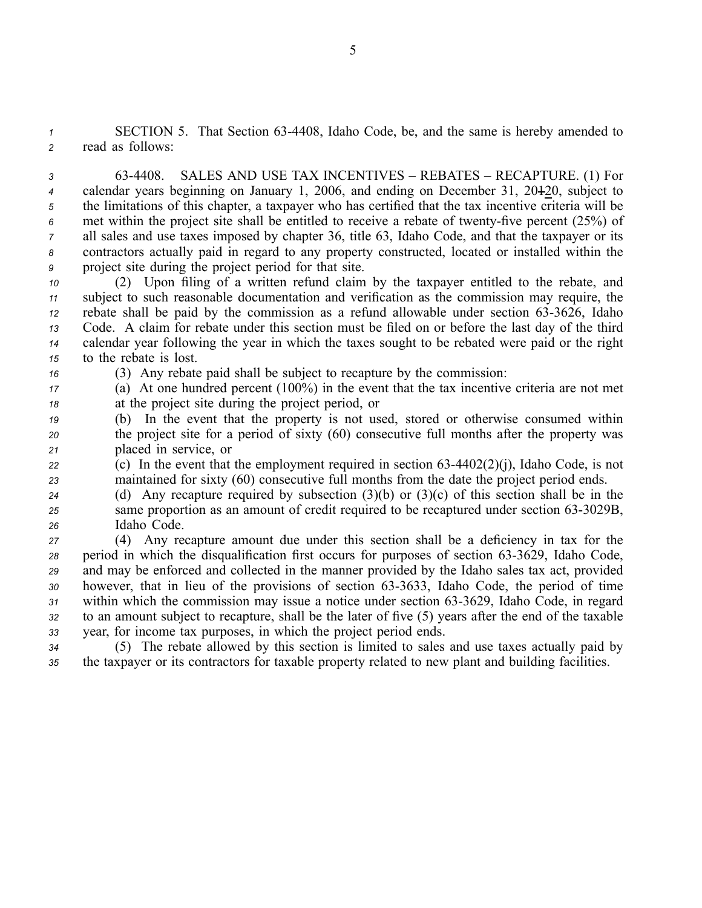SECTION 5. That Section 63-4408, Idaho Code, be, and the same is hereby amended to read as follows:

63-4408. SALES AND USE TAX INCENTIVES – REBATES – RECAPTURE. (1) For calendar years beginning on January 1, 2006, and ending on December 31, 20~~1~~20, subject to the limitations of this chapter, a taxpayer who has certified that the tax incentive criteria will be met within the project site shall be entitled to receive a rebate of twenty-five percent (25%) of all sales and use taxes imposed by chapter 36, title 63, Idaho Code, and that the taxpayer or its contractors actually paid in regard to any property constructed, located or installed within the project site during the project period for that site.

(2) Upon filing of a written refund claim by the taxpayer entitled to the rebate, and subject to such reasonable documentation and verification as the commission may require, the rebate shall be paid by the commission as a refund allowable under section 63-3626, Idaho Code. A claim for rebate under this section must be filed on or before the last day of the third calendar year following the year in which the taxes sought to be rebated were paid or the right to the rebate is lost.

(3) Any rebate paid shall be subject to recapture by the commission:

(a) At one hundred percent (100%) in the event that the tax incentive criteria are not met at the project site during the project period, or

(b) In the event that the property is not used, stored or otherwise consumed within the project site for a period of sixty (60) consecutive full months after the property was placed in service, or

(c) In the event that the employment required in section 63-4402(2)(j), Idaho Code, is not maintained for sixty (60) consecutive full months from the date the project period ends.

(d) Any recapture required by subsection (3)(b) or (3)(c) of this section shall be in the same proportion as an amount of credit required to be recaptured under section 63-3029B, Idaho Code.

(4) Any recapture amount due under this section shall be a deficiency in tax for the period in which the disqualification first occurs for purposes of section 63-3629, Idaho Code, and may be enforced and collected in the manner provided by the Idaho sales tax act, provided however, that in lieu of the provisions of section 63-3633, Idaho Code, the period of time within which the commission may issue a notice under section 63-3629, Idaho Code, in regard to an amount subject to recapture, shall be the later of five (5) years after the end of the taxable year, for income tax purposes, in which the project period ends.

(5) The rebate allowed by this section is limited to sales and use taxes actually paid by the taxpayer or its contractors for taxable property related to new plant and building facilities.